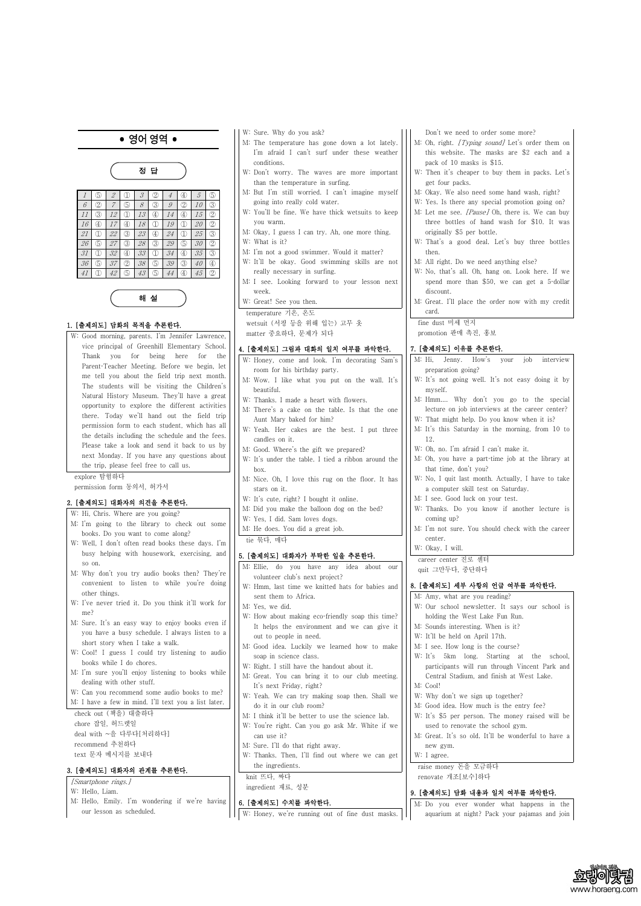# • 영어 영역 •

## 정 답

| 1 | ⑤ | 2 | ① | 3 | ② | 4 | ④ | 5 | ⑤ |
|---|---|---|---|---|---|---|---|---|---|
| 6 | ② | 7 | ⑤ | 8 | ③ | 9 | ② | 10 | ③ |
| 11 | ③ | 12 | ① | 13 | ④ | 14 | ④ | 15 | ② |
| 16 | ④ | 17 | ④ | 18 | ① | 19 | ① | 20 | ② |
| 21 | ① | 22 | ③ | 23 | ④ | 24 | ① | 25 | ③ |
| 26 | ⑤ | 27 | ③ | 28 | ③ | 29 | ⑤ | 30 | ② |
| 31 | ① | 32 | ④ | 33 | ① | 34 | ④ | 35 | ③ |
| 36 | ⑤ | 37 | ② | 38 | ⑤ | 39 | ③ | 40 | ④ |
| 41 | ① | 42 | ⑤ | 43 | ⑤ | 44 | ④ | 45 | ② |

## 해 설

### 1. [출제의도] 담화의 목적을 추론한다.

W: Good morning, parents. I'm Jennifer Lawrence, vice principal of Greenhill Elementary School. Thank you for being here for the Parent-Teacher Meeting. Before we begin, let me tell you about the field trip next month. The students will be visiting the Children's Natural History Museum. They'll have a great opportunity to explore the different activities there. Today we'll hand out the field trip permission form to each student, which has all the details including the schedule and the fees. Please take a look and send it back to us by next Monday. If you have any questions about the trip, please feel free to call us.

explore 탐험하다
permission form 동의서, 허가서

### 2. [출제의도] 대화자의 의견을 추론한다.

W: Hi, Chris. Where are you going?
M: I'm going to the library to check out some books. Do you want to come along?
W: Well, I don't often read books these days. I'm busy helping with housework, exercising, and so on.
M: Why don't you try audio books then? They're convenient to listen to while you're doing other things.
W: I've never tried it. Do you think it'll work for me?
M: Sure. It's an easy way to enjoy books even if you have a busy schedule. I always listen to a short story when I take a walk.
W: Cool! I guess I could try listening to audio books while I do chores.
M: I'm sure you'll enjoy listening to books while dealing with other stuff.
W: Can you recommend some audio books to me?
M: I have a few in mind. I'll text you a list later.

check out (책을) 대출하다
chore 잡일, 허드렛일
deal with ~을 다루다[처리하다]
recommend 추천하다
text 문자 메시지를 보내다

### 3. [출제의도] 대화자의 관계를 추론한다.

*[Smartphone rings.]*
W: Hello, Liam.
M: Hello, Emily. I'm wondering if we're having our lesson as scheduled.
W: Sure. Why do you ask?
M: The temperature has gone down a lot lately. I'm afraid I can't surf under these weather conditions.
W: Don't worry. The waves are more important than the temperature in surfing.
M: But I'm still worried. I can't imagine myself going into really cold water.
W: You'll be fine. We have thick wetsuits to keep you warm.
M: Okay, I guess I can try. Ah, one more thing.
W: What is it?
M: I'm not a good swimmer. Would it matter?
W: It'll be okay. Good swimming skills are not really necessary in surfing.
M: I see. Looking forward to your lesson next week.
W: Great! See you then.

temperature 기온, 온도
wetsuit (서핑 등을 위해 입는) 고무 옷
matter 중요하다, 문제가 되다

### 4. [출제의도] 그림과 대화의 일치 여부를 파악한다.

W: Honey, come and look. I'm decorating Sam's room for his birthday party.
M: Wow. I like what you put on the wall. It's beautiful.
W: Thanks. I made a heart with flowers.
M: There's a cake on the table. Is that the one Aunt Mary baked for him?
W: Yeah. Her cakes are the best. I put three candles on it.
M: Good. Where's the gift we prepared?
W: It's under the table. I tied a ribbon around the box.
M: Nice. Oh, I love this rug on the floor. It has stars on it.
W: It's cute, right? I bought it online.
M: Did you make the balloon dog on the bed?
W: Yes, I did. Sam loves dogs.
M: He does. You did a great job.

tie 묶다, 매다

### 5. [출제의도] 대화자가 부탁한 일을 추론한다.

M: Ellie, do you have any idea about our volunteer club's next project?
W: Hmm, last time we knitted hats for babies and sent them to Africa.
M: Yes, we did.
W: How about making eco-friendly soap this time? It helps the environment and we can give it out to people in need.
M: Good idea. Luckily we learned how to make soap in science class.
W: Right. I still have the handout about it.
M: Great. You can bring it to our club meeting. It's next Friday, right?
W: Yeah. We can try making soap then. Shall we do it in our club room?
M: I think it'll be better to use the science lab.
W: You're right. Can you go ask Mr. White if we can use it?
M: Sure. I'll do that right away.
W: Thanks. Then, I'll find out where we can get the ingredients.

knit 뜨다, 짜다
ingredient 재료, 성분

### 6. [출제의도] 수치를 파악한다.

W: Honey, we're running out of fine dust masks. Don't we need to order some more?
M: Oh, right. *[Typing sound]* Let's order them on this website. The masks are $2 each and a pack of 10 masks is $15.
W: Then it's cheaper to buy them in packs. Let's get four packs.
M: Okay. We also need some hand wash, right?
W: Yes. Is there any special promotion going on?
M: Let me see. *[Pause]* Oh, there is. We can buy three bottles of hand wash for $10. It was originally $5 per bottle.
W: That's a good deal. Let's buy three bottles then.
M: All right. Do we need anything else?
W: No, that's all. Oh, hang on. Look here. If we spend more than $50, we can get a 5-dollar discount.
M: Great. I'll place the order now with my credit card.

fine dust 미세 먼지
promotion 판매 촉진, 홍보

### 7. [출제의도] 이유를 추론한다.

M: Hi, Jenny. How's your job interview preparation going?
W: It's not going well. It's not easy doing it by myself.
M: Hmm.... Why don't you go to the special lecture on job interviews at the career center?
W: That might help. Do you know when it is?
M: It's this Saturday in the morning, from 10 to 12.
W: Oh, no. I'm afraid I can't make it.
M: Oh, you have a part-time job at the library at that time, don't you?
W: No, I quit last month. Actually, I have to take a computer skill test on Saturday.
M: I see. Good luck on your test.
W: Thanks. Do you know if another lecture is coming up?
M: I'm not sure. You should check with the career center.
W: Okay, I will.

career center 진로 센터
quit 그만두다, 중단하다

### 8. [출제의도] 세부 사항의 언급 여부를 파악한다.

M: Amy, what are you reading?
W: Our school newsletter. It says our school is holding the West Lake Fun Run.
M: Sounds interesting. When is it?
W: It'll be held on April 17th.
M: I see. How long is the course?
W: It's 5km long. Starting at the school, participants will run through Vincent Park and Central Stadium, and finish at West Lake.
M: Cool!
W: Why don't we sign up together?
M: Good idea. How much is the entry fee?
W: It's $5 per person. The money raised will be used to renovate the school gym.
M: Great. It's so old. It'll be wonderful to have a new gym.
W: I agree.

raise money 돈을 모금하다
renovate 개조[보수]하다

### 9. [출제의도] 담화 내용과 일치 여부를 파악한다.

M: Do you ever wonder what happens in the aquarium at night? Pack your pajamas and join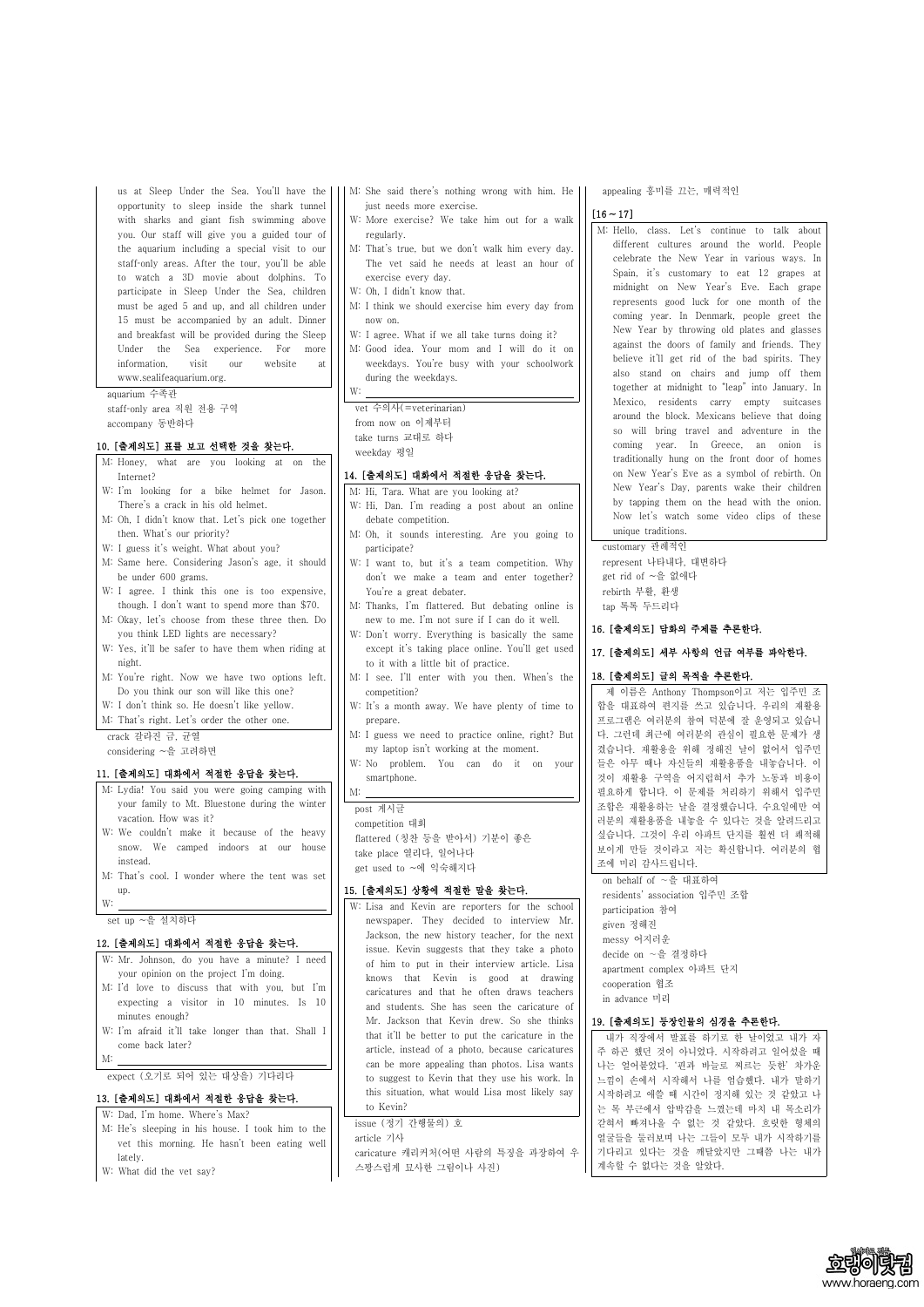us at Sleep Under the Sea. You'll have the opportunity to sleep inside the shark tunnel with sharks and giant fish swimming above you. Our staff will give you a guided tour of the aquarium including a special visit to our staff-only areas. After the tour, you'll be able to watch a 3D movie about dolphins. To participate in Sleep Under the Sea, children must be aged 5 and up, and all children under 15 must be accompanied by an adult. Dinner and breakfast will be provided during the Sleep Under the Sea experience. For more information, visit our website at www.sealifeaquarium.org.

aquarium 수족관
staff-only area 직원 전용 구역
accompany 동반하다

### 10. [출제의도] 표를 보고 선택한 것을 찾는다.

M: Honey, what are you looking at on the Internet?
W: I'm looking for a bike helmet for Jason. There's a crack in his old helmet.
M: Oh, I didn't know that. Let's pick one together then. What's our priority?
W: I guess it's weight. What about you?
M: Same here. Considering Jason's age, it should be under 600 grams.
W: I agree. I think this one is too expensive, though. I don't want to spend more than $70.
M: Okay, let's choose from these three then. Do you think LED lights are necessary?
W: Yes, it'll be safer to have them when riding at night.
M: You're right. Now we have two options left. Do you think our son will like this one?
W: I don't think so. He doesn't like yellow.
M: That's right. Let's order the other one.

crack 갈라진 금, 균열
considering ~을 고려하면

### 11. [출제의도] 대화에서 적절한 응답을 찾는다.

M: Lydia! You said you were going camping with your family to Mt. Bluestone during the winter vacation. How was it?
W: We couldn't make it because of the heavy snow. We camped indoors at our house instead.
M: That's cool. I wonder where the tent was set up.
W: ____________________

set up ~을 설치하다

### 12. [출제의도] 대화에서 적절한 응답을 찾는다.

W: Mr. Johnson, do you have a minute? I need your opinion on the project I'm doing.
M: I'd love to discuss that with you, but I'm expecting a visitor in 10 minutes. Is 10 minutes enough?
W: I'm afraid it'll take longer than that. Shall I come back later?
M: ____________________

expect (오기로 되어 있는 대상을) 기다리다

### 13. [출제의도] 대화에서 적절한 응답을 찾는다.

W: Dad, I'm home. Where's Max?
M: He's sleeping in his house. I took him to the vet this morning. He hasn't been eating well lately.
W: What did the vet say?
M: She said there's nothing wrong with him. He just needs more exercise.
W: More exercise? We take him out for a walk regularly.
M: That's true, but we don't walk him every day. The vet said he needs at least an hour of exercise every day.
W: Oh, I didn't know that.
M: I think we should exercise him every day from now on.
W: I agree. What if we all take turns doing it?
M: Good idea. Your mom and I will do it on weekdays. You're busy with your schoolwork during the weekdays.
W: ____________________

vet 수의사(=veterinarian)
from now on 이제부터
take turns 교대로 하다
weekday 평일

### 14. [출제의도] 대화에서 적절한 응답을 찾는다.

M: Hi, Tara. What are you looking at?
W: Hi, Dan. I'm reading a post about an online debate competition.
M: Oh, it sounds interesting. Are you going to participate?
W: I want to, but it's a team competition. Why don't we make a team and enter together? You're a great debater.
M: Thanks, I'm flattered. But debating online is new to me. I'm not sure if I can do it well.
W: Don't worry. Everything is basically the same except it's taking place online. You'll get used to it with a little bit of practice.
M: I see. I'll enter with you then. When's the competition?
W: It's a month away. We have plenty of time to prepare.
M: I guess we need to practice online, right? But my laptop isn't working at the moment.
W: No problem. You can do it on your smartphone.
M: ____________________

post 게시글
competition 대회
flattered (칭찬 등을 받아서) 기분이 좋은
take place 열리다, 일어나다
get used to ~에 익숙해지다

### 15. [출제의도] 상황에 적절한 말을 찾는다.

W: Lisa and Kevin are reporters for the school newspaper. They decided to interview Mr. Jackson, the new history teacher, for the next issue. Kevin suggests that they take a photo of him to put in their interview article. Lisa knows that Kevin is good at drawing caricatures and that he often draws teachers and students. She has seen the caricature of Mr. Jackson that Kevin drew. So she thinks that it'll be better to put the caricature in the article, instead of a photo, because caricatures can be more appealing than photos. Lisa wants to suggest to Kevin that they use his work. In this situation, what would Lisa most likely say to Kevin?

issue (정기 간행물의) 호
article 기사
caricature 캐리커처(어떤 사람의 특징을 과장하여 우스꽝스럽게 묘사한 그림이나 사진)
appealing 흥미를 끄는, 매력적인

### [16 ~ 17]

M: Hello, class. Let's continue to talk about different cultures around the world. People celebrate the New Year in various ways. In Spain, it's customary to eat 12 grapes at midnight on New Year's Eve. Each grape represents good luck for one month of the coming year. In Denmark, people greet the New Year by throwing old plates and glasses against the doors of family and friends. They believe it'll get rid of the bad spirits. They also stand on chairs and jump off them together at midnight to "leap" into January. In Mexico, residents carry empty suitcases around the block. Mexicans believe that doing so will bring travel and adventure in the coming year. In Greece, an onion is traditionally hung on the front door of homes on New Year's Eve as a symbol of rebirth. On New Year's Day, parents wake their children by tapping them on the head with the onion. Now let's watch some video clips of these unique traditions.

customary 관례적인
represent 나타내다, 대변하다
get rid of ~을 없애다
rebirth 부활, 환생
tap 톡톡 두드리다

### 16. [출제의도] 담화의 주제를 추론한다.

### 17. [출제의도] 세부 사항의 언급 여부를 파악한다.

### 18. [출제의도] 글의 목적을 추론한다.

제 이름은 Anthony Thompson이고 저는 입주민 조합을 대표하여 편지를 쓰고 있습니다. 우리의 재활용 프로그램은 여러분의 참여 덕분에 잘 운영되고 있습니다. 그런데 최근에 여러분의 관심이 필요한 문제가 생겼습니다. 재활용을 위해 정해진 날이 없어서 입주민들은 아무 때나 자신들의 재활용품을 내놓습니다. 이것이 재활용 구역을 어지럽혀서 추가 노동과 비용이 필요하게 합니다. 이 문제를 처리하기 위해서 입주민 조합은 재활용하는 날을 결정했습니다. 수요일에만 여러분의 재활용품을 내놓을 수 있다는 것을 알려드리고 싶습니다. 그것이 우리 아파트 단지를 훨씬 더 쾌적해 보이게 만들 것이라고 저는 확신합니다. 여러분의 협조에 미리 감사드립니다.

on behalf of ~을 대표하여
residents' association 입주민 조합
participation 참여
given 정해진
messy 어지러운
decide on ~을 결정하다
apartment complex 아파트 단지
cooperation 협조
in advance 미리

### 19. [출제의도] 등장인물의 심경을 추론한다.

내가 직장에서 발표를 하기로 한 날이었고 내가 자주 하곤 했던 것이 아니었다. 시작하려고 일어섰을 때 나는 얼어붙었다. '핀과 바늘로 찌르는 듯한' 차가운 느낌이 손에서 시작해서 나를 엄습했다. 내가 말하기 시작하려고 애쓸 때 시간이 정지해 있는 것 같았고 나는 목 부근에서 압박감을 느꼈는데 마치 내 목소리가 갇혀서 빠져나올 수 없는 것 같았다. 흐릿한 형체의 얼굴들을 둘러보며 나는 그들이 모두 내가 시작하기를 기다리고 있다는 것을 깨달았지만 그때쯤 나는 내가 계속할 수 없다는 것을 알았다.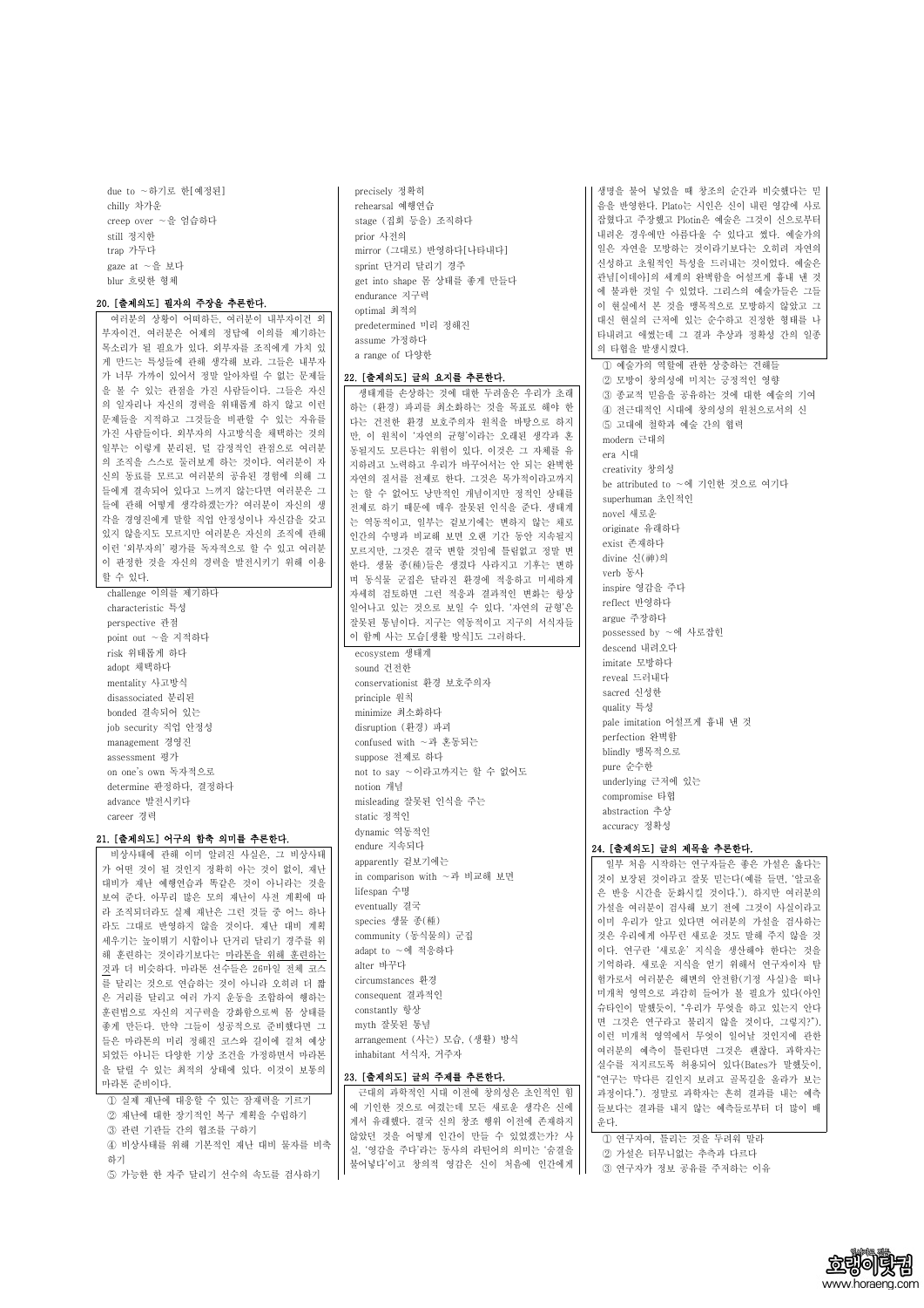due to ~하기로 한[예정된]
chilly 차가운
creep over ~을 엄습하다
still 정지한
trap 가두다
gaze at ~을 보다
blur 흐릿한 형체

**20. [출제의도] 필자의 주장을 추론한다.**

여러분의 상황이 어떠하든, 여러분이 내부자이건 외부자이건, 여러분은 어제의 정답에 이의를 제기하는 목소리가 필요하다. 외부자를 조직에게 가치 있게 만드는 특성들에 관해 생각해 보라. 그들은 내부자가 너무 가까이 있어서 정말 알아차릴 수 없는 문제들을 볼 수 있는 관점을 가진 사람들이다. 그들은 자신의 일자리나 자신의 경력을 위태롭게 하지 않고 이런 문제들을 지적하고 그것들을 비판할 수 있는 자유를 가진 사람들이다. 외부자의 사고방식을 채택하는 것의 일부는 이렇게 분리된, 덜 감정적인 관점으로 여러분의 조직을 스스로 둘러보게 하는 것이다. 여러분이 자신의 동료들을 모르고 여러분의 공유된 경험에 의해 그들에게 결속되어 있다고 느끼지 않는다면 여러분은 그들에 관해 어떻게 생각하겠는가? 여러분이 자신의 생각을 경영진에게 말할 직업 안정성이나 자신감을 갖고 있지 않을지도 모르지만 여러분은 자신의 조직에 관해 이런 '외부자의' 평가를 독자적으로 할 수 있고 여러분이 판정한 것을 자신의 경력을 발전시키기 위해 이용할 수 있다.

challenge 이의를 제기하다
characteristic 특성
perspective 관점
point out ~을 지적하다
risk 위태롭게 하다
adopt 채택하다
mentality 사고방식
disassociated 분리된
bonded 결속되어 있는
job security 직업 안정성
management 경영진
assessment 평가
on one's own 독자적으로
determine 판정하다, 결정하다
advance 발전시키다
career 경력

**21. [출제의도] 어구의 함축 의미를 추론한다.**

비상사태에 관해 이미 알려진 사실은, 그 비상사태가 어떤 것이 될 것인지 정확히 아는 것이 없이, 재난 대비가 재난 예행연습과 똑같은 것이 아니라는 것을 보여 준다. 아무리 많은 모의 재난이 사전 계획에 따라 조직되더라도 실제 재난은 그런 것들 중 어느 하나라도 그대로 반영하지 않을 것이다. 재난 대비 계획 세우기는 높이뛰기 시합이나 단거리 달리기 경주를 위해 훈련하는 것이라기보다는 마라톤을 위해 훈련하는 것과 더 비슷하다. 마라톤 선수들은 26마일 전체 코스를 달리는 것으로 연습하는 것이 아니라 오히려 더 짧은 거리를 달리고 여러 가지 운동을 조합하여 행하는 훈련법으로 자신의 지구력을 강화함으로써 몸 상태를 좋게 만든다. 만약 그들이 성공적으로 준비했다면 그들은 마라톤의 미리 정해진 코스와 길이에 걸쳐 예상되었던 것은 아니든 다양한 기상 조건을 가정하면서 마라톤을 달릴 수 있는 최적의 상태에 있다. 이것이 보통의 마라톤 준비이다.

① 실제 재난에 대응할 수 있는 잠재력을 기르기
② 재난에 대한 장기적인 복구 계획을 수립하기
③ 관련 기관들 간의 협조를 구하기
④ 비상사태를 위해 기본적인 재난 대비 물자를 비축하기
⑤ 가능한 한 자주 달리기 선수의 속도를 검사하기

precisely 정확히
rehearsal 예행연습
stage (집회 등을) 조직하다
prior 사전의
mirror (그대로) 반영하다[나타내다]
sprint 단거리 달리기 경주
get into shape 몸 상태를 좋게 만들다
endurance 지구력
optimal 최적의
predetermined 미리 정해진
assume 가정하다
a range of 다양한

**22. [출제의도] 글의 요지를 추론한다.**

생태계를 손상하는 것에 대한 두려움은 우리가 초래하는 (환경) 파괴를 최소화하는 것을 목표로 해야 한다는 건전한 환경 보호주의자 원칙을 바탕으로 하지만, 이 원칙이 '자연의 균형'이라는 오래된 생각과 혼동될지도 모른다는 위험이 있다. 이것은 그 자체를 유지하려고 노력하고 우리가 바꾸어서는 안 되는 완벽한 자연의 질서를 전제로 한다. 그것은 목가적이라고까지는 할 수 없어도 낭만적인 개념이지만 정적인 상태를 전제로 하기 때문에 매우 잘못된 인식을 준다. 생태계는 역동적이고, 일부는 겉보기에는 변하지 않는 채로 인간의 수명과 비교해 보면 오랜 기간 동안 지속될지 모르지만, 그것은 결국 변할 것임에 틀림없고 정말 변한다. 생물 종(種)들은 생겼다 사라지고 기후는 변하며 동식물 군집은 달라진 환경에 적응하고 미세하게 자세히 검토하면 그런 적응과 결과적인 변화는 항상 일어나고 있는 것으로 보일 수 있다. '자연의 균형'은 잘못된 통념이다. 지구는 역동적이고 지구의 서식자들이 함께 사는 모습[생활 방식]도 그러하다.

ecosystem 생태계
sound 건전한
conservationist 환경 보호주의자
principle 원칙
minimize 최소화하다
disruption (환경) 파괴
confused with ~과 혼동되는
suppose 전제로 하다
not to say ~이라고까지는 할 수 없어도
notion 개념
misleading 잘못된 인식을 주는
static 정적인
dynamic 역동적인
endure 지속되다
apparently 겉보기에는
in comparison with ~과 비교해 보면
lifespan 수명
eventually 결국
species 생물 종(種)
community (동식물의) 군집
adapt to ~에 적응하다
alter 바꾸다
circumstances 환경
consequent 결과적인
constantly 항상
myth 잘못된 통념
arrangement (사는) 모습, (생활) 방식
inhabitant 서식자, 거주자

**23. [출제의도] 글의 주제를 추론한다.**

근대의 과학적인 시대 이전에 창의성은 초인적인 힘에 기인한 것으로 여겼는데 모든 새로운 생각은 신에게서 유래했다. 결국 신의 창조 행위 이전에 존재하지 않았던 것을 어떻게 인간이 만들 수 있었겠는가? 사실, '영감을 주다'라는 동사의 라틴어의 의미는 '숨결을 불어넣다'이고 창의적 영감은 신이 처음에 인간에게 생명을 불어 넣었을 때 창조의 순간과 비슷했다는 믿음을 반영한다. Plato는 시인은 신이 내린 영감에 사로잡혔다고 주장했고 Plotin은 예술은 그것이 신으로부터 내려온 경우에만 아름다울 수 있다고 썼다. 예술가의 일은 자연을 모방하는 것이라기보다는 오히려 자연의 신성하고 초월적인 특성을 드러내는 것이었다. 예술은 관념[이데아]의 세계의 완벽함을 어설프게 흉내 낸 것에 불과한 것일 수 있었다. 그리스의 예술가들은 그들이 현실에서 본 것을 맹목적으로 모방하지 않았고 그 대신 현실의 근저에 있는 순수하고 진정한 형태를 나타내려고 애썼는데 그 결과 추상과 정확성 간의 일종의 타협을 발생시켰다.

① 예술가의 역할에 관한 상충하는 견해들
② 모방이 창의성에 미치는 긍정적인 영향
③ 종교적 믿음을 공유하는 것에 대한 예술의 기여
④ 전근대적인 시대에 창의성의 원천으로서의 신
⑤ 고대에 철학과 예술 간의 협력

modern 근대의
era 시대
creativity 창의성
be attributed to ~에 기인한 것으로 여기다
superhuman 초인적인
novel 새로운
originate 유래하다
exist 존재하다
divine 신(神)의
verb 동사
inspire 영감을 주다
reflect 반영하다
argue 주장하다
possessed by ~에 사로잡힌
descend 내려오다
imitate 모방하다
reveal 드러내다
sacred 신성한
quality 특성
pale imitation 어설프게 흉내 낸 것
perfection 완벽함
blindly 맹목적으로
pure 순수한
underlying 근저에 있는
compromise 타협
abstraction 추상
accuracy 정확성

**24. [출제의도] 글의 제목을 추론한다.**

일부 처음 시작하는 연구자들은 좋은 가설은 옳다는 것이 보장된 것이라고 잘못 믿는다(예를 들면, '알코올은 반응 시간을 둔화시킬 것이다.'). 하지만 여러분의 가설을 여러분이 검사해 보기 전에 그것이 사실이라고 이미 우리가 알고 있다면 여러분의 가설을 검사하는 것은 우리에게 아무런 새로운 것도 말해 주지 않을 것이다. 연구란 '새로운' 지식을 생산해야 한다는 것을 기억하라. 새로운 지식을 얻기 위해서 연구자이자 탐험가로서 여러분은 해변의 안전함(기정 사실)을 떠나 미개척 영역으로 과감히 들어가 볼 필요가 있다(아인슈타인이 말했듯이, "우리가 무엇을 하고 있는지 안다면 그것은 연구라고 불리지 않을 것이다, 그렇지?"). 이런 미개척 영역에서 무엇이 일어날 것인지에 관한 여러분의 예측이 틀린다면 그것은 괜찮다. 과학자는 실수를 저지르도록 허용되어 있다(Bates가 말했듯이, "연구는 막다른 길인지 보려고 골목길을 올라가 보는 과정이다."). 정말로 과학자는 흔히 결과를 내는 예측들보다는 결과를 내지 않는 예측들로부터 더 많이 배운다.

① 연구자여, 틀리는 것을 두려워 말라
② 가설은 터무니없는 추측과 다르다
③ 연구자가 정보 공유를 주저하는 이유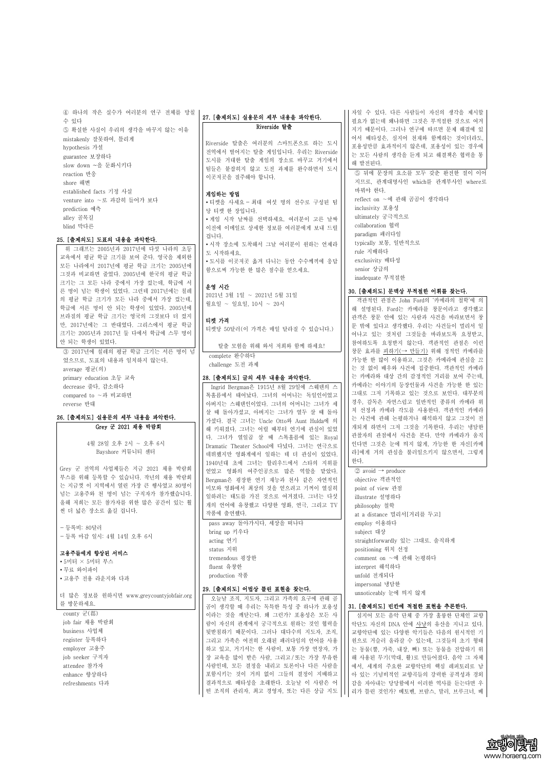④ 하나의 작은 실수가 여러분의 연구 전체를 망칠 수 있다

⑤ 확실한 사실이 우리의 생각을 바꾸지 않는 이유

mistakenly 잘못하여, 틀리게
hypothesis 가설
guarantee 보장하다
slow down ~을 둔화시키다
reaction 반응
shore 해변
established facts 기정 사실
venture into ~로 과감히 들어가 보다
prediction 예측
alley 골목길
blind 막다른

### 25. [출제의도] 도표의 내용을 파악한다.

위 그래프는 2005년과 2017년에 다섯 나라의 초등 교육에서 평균 학급 크기를 보여 준다. 영국을 제외한 모든 나라에서 2017년에 평균 학급 크기는 2005년에 그것과 비교하면 줄었다. 2005년에 한국의 평균 학급 크기는 그 모든 나라 중에서 가장 컸는데, 학급에 서른 명이 넘는 학생이 있었다. 그런데 2017년에는 칠레의 평균 학급 크기가 모든 나라 중에서 가장 컸는데, 학급에 서른 명이 안 되는 학생이 있었다. 2005년에 브라질의 평균 학급 크기는 영국의 그것보다 더 컸지만, 2017년에는 그 반대였다. 그리스에서 평균 학급 크기는 2005년과 2017년 둘 다에서 학급에 스무 명이 안 되는 학생이 있었다.

③ 2017년에 칠레의 평균 학급 크기는 서른 명이 넘었으므로, 도표의 내용과 일치하지 않는다.

average 평균(의)
primary education 초등 교육
decrease 줄다, 감소하다
compared to ~과 비교하면
reverse 반대

### 26. [출제의도] 실용문의 세부 내용을 파악한다.

**Grey 군 2021 채용 박람회**

4월 28일 오후 2시 ~ 오후 6시
Bayshore 커뮤니티 센터

Grey 군 전역의 사업체들은 지금 2021 채용 박람회 부스를 위해 등록할 수 있습니다. 작년의 채용 박람회는 지금껏 이 지역에서 열린 가장 큰 행사였고 80명이 넘는 고용주와 천 명이 넘는 구직자가 참가했습니다. 올해 저희는 모든 참가자를 위한 많은 공간이 있는 훨씬 더 넓은 장소로 옮길 것입니다.

- 등록비: 80달러
- 등록 마감 일시: 4월 14일 오후 6시

**고용주들에게 향상된 서비스**
- 5미터 × 5미터 부스
- 무료 와이파이
- 고용주 전용 라운지와 다과

더 많은 정보를 원하시면 www.greycountyjobfair.org를 방문하세요.

county 군(郡)
job fair 채용 박람회
business 사업체
register 등록하다
employer 고용주
job seeker 구직자
attendee 참가자
enhance 향상하다
refreshments 다과

### 27. [출제의도] 실용문의 세부 내용을 파악한다.

**Riverside 탈출**

Riverside 탈출은 여러분의 스마트폰으로 하는 도시 전역에서 벌어지는 탈출 게임입니다. 우리는 Riverside 도시를 거대한 탈출 게임의 장소로 바꾸고 거기에서 팀들은 붙잡히지 않고 도전 과제를 완수하면서 도시 이곳저곳을 질주해야 합니다.

**게임하는 방법**
- 티켓을 사세요 – 최대 여섯 명의 선수로 구성된 팀당 티켓 한 장입니다.
- 게임 시작 날짜를 선택하세요. 여러분이 고른 날짜 이전에 이메일로 상세한 정보를 여러분에게 보내 드릴 겁니다.
- 시작 장소에 도착해서 그날 여러분이 원하는 언제라도 시작하세요.
- 도시를 이곳저곳 옮겨 다니는 동안 수수께끼에 응답함으로써 가능한 한 많은 점수를 얻으세요.

**운영 시간**
2021년 3월 1일 ~ 2021년 5월 31일
월요일 ~ 일요일, 10시 ~ 20시

**티켓 가격**
티켓당 50달러(이 가격은 매일 달라질 수 있습니다.)

탈출 모험을 위해 와서 저희와 함께 하세요!

complete 완수하다
challenge 도전 과제

### 28. [출제의도] 글의 세부 내용을 파악한다.

Ingrid Bergman은 1915년 8월 29일에 스웨덴의 스톡홀름에서 태어났다. 그녀의 어머니는 독일인이었고 아버지는 스웨덴인이었다. 그녀의 어머니는 그녀가 세 살 때 돌아가셨고, 아버지는 그녀가 열두 살 때 돌아가셨다. 결국 그녀는 Uncle Otto와 Aunt Hulda에 의해 키워졌다. 그녀는 어릴 때부터 연기에 관심이 있었다. 그녀는 열일곱 살 때 스톡홀름에 있는 Royal Dramatic Theater School에 다녔다. 그녀는 연극으로 데뷔했지만 영화계에서 일하는 데 더 관심이 있었다. 1940년대 초에 그녀는 할리우드에서 스타의 지위를 얻었고 영화의 여주인공으로 많은 역할을 맡았다. Bergman은 굉장한 연기 재능과 천사 같은 자연적인 미모와 영화에서 최상의 것을 얻으려고 기꺼이 열심히 일하려는 태도를 가진 것으로 여겨졌다. 그녀는 다섯 개의 언어에 유창했고 다양한 영화, 연극, 그리고 TV 작품에 출연했다.

pass away 돌아가시다, 세상을 떠나다
bring up 키우다
acting 연기
status 지위
tremendous 굉장한
fluent 유창한
production 작품

### 29. [출제의도] 어법상 틀린 표현을 찾는다.

오늘날 조직, 지도자, 그리고 가족의 요구에 관해 곰곰이 생각할 때 우리는 독특한 특성 중 하나가 포용성이라는 것을 깨닫는다. 왜 그런가? 포용성은 모든 사람이 자신의 관계에서 궁극적으로 원하는 것인 협력을 뒷받침하기 때문이다. 그러나 대다수의 지도자, 조직, 그리고 가족은 여전히 오래된 패러다임의 언어를 사용하고 있고, 거기서는 한 사람이, 보통 가장 연장자, 가장 교육을 많이 받은 사람, 그리고/또는 가장 부유한 사람인데, 모든 결정을 내리고 토론이나 다른 사람을 포함시키는 것이 거의 없이 그들의 결정이 지배하고 결과적으로 배타성을 초래한다. 오늘날 이 사람은 어떤 조직의 관리자, 최고 경영자, 또는 다른 상급 지도자일 수 있다. 다른 사람들이 자신의 생각을 제시할 필요가 없는데 왜냐하면 그것은 부적절한 것으로 여겨지기 때문이다. 그러나 연구에 따르면 문제 해결에 있어서 배타성은, 심지어 천재와 함께하는 것이더라도, 포용성만큼 효과적이지 않은데, 포용성이 있는 경우에는 모든 사람의 생각을 듣게 되고 해결책은 협력을 통해 발전된다.

⑤ 뒤에 문장의 요소를 모두 갖춘 완전한 절이 이어지므로, 관계대명사인 which를 관계부사인 where로 바꿔야 한다.

reflect on ~에 관해 곰곰이 생각하다
inclusivity 포용성
ultimately 궁극적으로
collaboration 협력
paradigm 패러다임
typically 보통, 일반적으로
rule 지배하다
exclusivity 배타성
senior 상급의
inadequate 부적절한

### 30. [출제의도] 문맥상 부적절한 어휘를 찾는다.

객관적인 관점은 John Ford의 '카메라의 철학'에 의해 설명된다. Ford는 카메라를 창문이라고 생각했고 관객은 창문 안에 있는 사람과 사건을 바라보면서 창문 밖에 있다고 생각했다. 우리는 사건들이 멀리서 일어나고 있는 것처럼 그것들을 바라보도록 요청받고, 참여하도록 요청받지 않는다. 객관적인 관점은 이런 창문 효과를 피하기(→ 만들기) 위해 정적인 카메라를 가능한 한 많이 이용하고, 그것은 카메라에 관심을 끄는 것 없이 배우와 사건에 집중한다. 객관적인 카메라는 카메라와 대상 간의 감정적인 거리를 보여 주는데, 카메라는 이야기의 등장인물과 사건을 가능한 한 있는 그대로 그저 기록하는 것으로 보인다. 대부분의 경우, 감독은 자연스럽고 일반적인 종류의 카메라 위치 선정과 카메라 각도를 사용한다. 객관적인 카메라는 사건에 관해 논평하거나 해석하지 않고 그것이 전개되게 하면서 그저 그것을 기록한다. 우리는 냉담한 관찰자의 관점에서 사건을 본다. 만약 카메라가 움직인다면 그것은 눈에 띄지 않게, 가능한 한 자신[카메라]에게 거의 관심을 불러일으키지 않으면서, 그렇게 한다.

② avoid → produce

objective 객관적인
point of view 관점
illustrate 설명하다
philosophy 철학
at a distance 멀리서[거리를 두고]
employ 이용하다
subject 대상
straightforwardly 있는 그대로, 솔직하게
positioning 위치 선정
comment on ~에 관해 논평하다
interpret 해석하다
unfold 전개되다
impersonal 냉담한
unnoticeably 눈에 띄지 않게

### 31. [출제의도] 빈칸에 적절한 표현을 추론한다.

심지어 모든 음악 단체 중 가장 훌륭한 단체인 교향악단도 자신의 DNA 안에 사냥의 유산을 지니고 있다. 교향악단에 있는 다양한 악기들은 다음의 원시적인 기원으로 거슬러 올라갈 수 있는데, 그것들의 초기 형태는 동물(뿔, 가죽, 내장, 뼈) 또는 동물을 진압하기 위해 사용된 무기(막대, 활)로 만들어졌다. 음악 그 자체에서, 세계의 주요한 교향악단의 핵심 레퍼토리로 남아 있는 기념비적인 교향곡들의 강력한 공격성과 경외감을 자아내는 당당함에서 이러한 역사를 듣는다면 우리가 틀린 것인가? 베토벤, 브람스, 말러, 브루크너, 베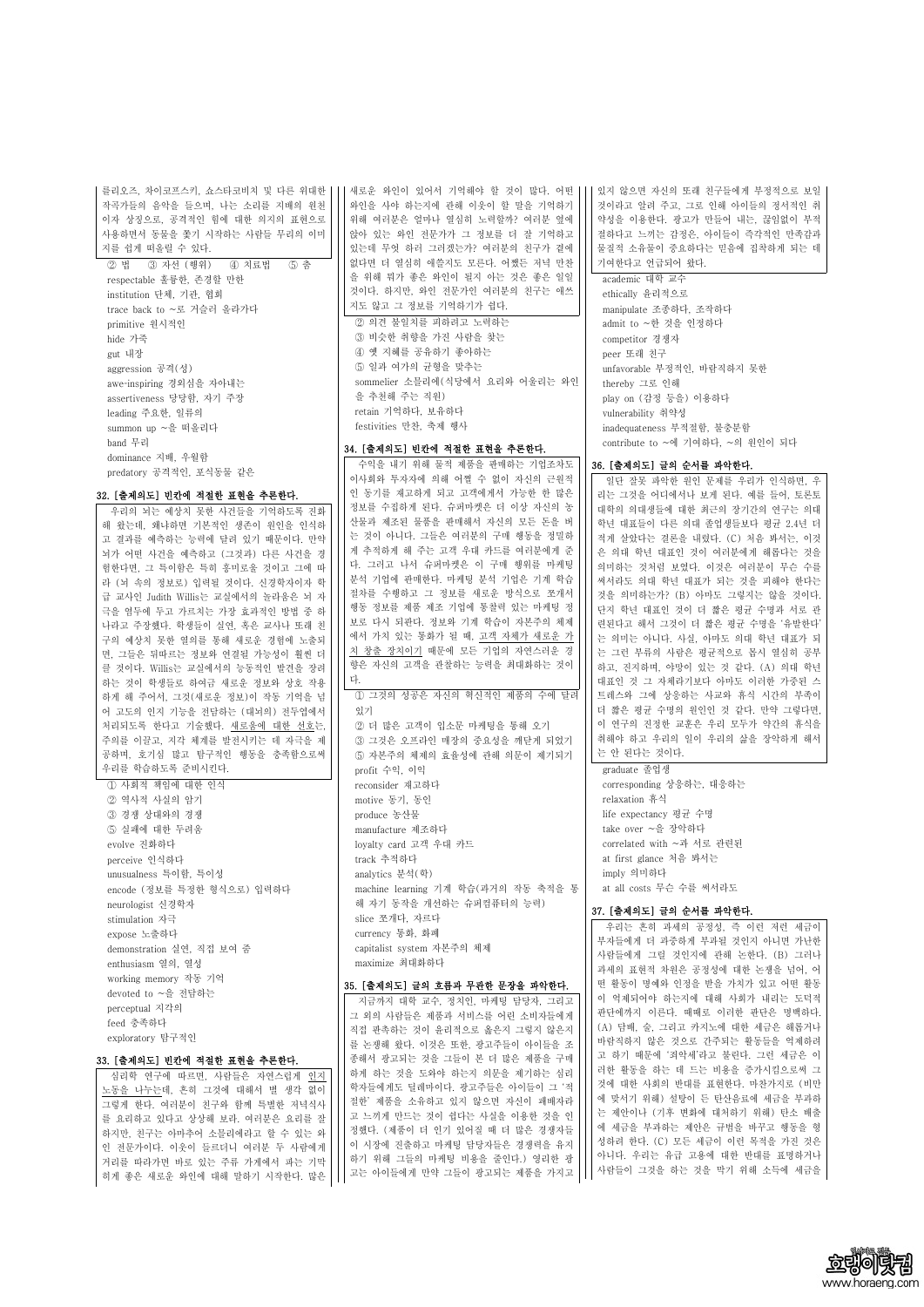베를리오즈, 차이코프스키, 쇼스타코비치 및 다른 위대한 작곡가들의 음악을 들으며, 나는 소리를 지배의 원천이자 상징으로, 공격적인 힘에 대한 의지의 표현으로 사용하면서 동물을 쫓기 시작하는 사람들 무리의 이미지를 쉽게 떠올릴 수 있다.

② 법 ③ 자선 (행위) ④ 치료법 ⑤ 춤

respectable 훌륭한, 존경할 만한
institution 단체, 기관, 협회
trace back to ~로 거슬러 올라가다
primitive 원시적인
hide 가죽
gut 내장
aggression 공격(성)
awe-inspiring 경외심을 자아내는
assertiveness 당당함, 자기 주장
leading 주요한, 일류의
summon up ~을 떠올리다
band 무리
dominance 지배, 우월함
predatory 공격적인, 포식동물 같은

### 32. [출제의도] 빈칸에 적절한 표현을 추론한다.

우리의 뇌는 예상치 못한 사건들을 기억하도록 진화해 왔는데, 왜냐하면 기본적인 생존이 원인을 인식하고 결과를 예측하는 능력에 달려 있기 때문이다. 만약 뇌가 어떤 사건을 예측하고 (그것과) 다른 사건을 경험한다면, 그 특이함은 특히 흥미로울 것이고 그에 따라 (뇌 속의 정보로) 입력될 것이다. 신경학자이자 학급 교사인 Judith Willis는 교실에서의 놀라움은 뇌 자극을 염두에 두고 가르치는 가장 효과적인 방법 중 하나라고 주장했다. 학생들이 실연, 혹은 교사나 또래 친구의 예상치 못한 열의를 통해 새로운 경험에 노출되면, 그들은 뒤따르는 정보와 연결될 가능성이 훨씬 더 클 것이다. Willis는 교실에서의 능동적인 발견을 장려하는 것이 학생들로 하여금 새로운 정보와 상호 작용하게 해 주어서, 그것(새로운 정보)이 작동 기억을 넘어 고도의 인지 기능을 전담하는 (대뇌의) 전두엽에서 처리되도록 한다고 기술했다. 새로움에 대한 선호는, 주의를 이끌고, 지각 체계를 발전시키는 데 자극을 제공하며, 호기심 많고 탐구적인 행동을 충족함으로써 우리를 학습하도록 준비시킨다.

① 사회적 책임에 대한 인식
② 역사적 사실의 암기
③ 경쟁 상대와의 경쟁
⑤ 실패에 대한 두려움

evolve 진화하다
perceive 인식하다
unusualness 특이함, 특이성
encode (정보를 특정한 형식으로) 입력하다
neurologist 신경학자
stimulation 자극
expose 노출하다
demonstration 실연, 직접 보여 줌
enthusiasm 열의, 열정
working memory 작동 기억
devoted to ~을 전담하는
perceptual 지각의
feed 충족하다
exploratory 탐구적인

### 33. [출제의도] 빈칸에 적절한 표현을 추론한다.

심리학 연구에 따르면, 사람들은 자연스럽게 인지 노동을 나누는데, 흔히 그것에 대해서 별 생각 없이 그렇게 한다. 여러분이 친구와 함께 특별한 저녁식사를 요리하고 있다고 상상해 보라. 여러분은 요리를 잘하지만, 친구는 아마추어 소믈리에라고 할 수 있는 와인 전문가이다. 이웃이 들르더니 여러분 두 사람에게 거리를 따라가면 바로 있는 주류 가게에서 파는 기막히게 좋은 새로운 와인에 대해 말하기 시작한다. 많은 새로운 와인이 있어서 기억해야 할 것이 많다. 어떤 와인을 사야 하는지에 관해 이웃이 한 말을 기억하기 위해 여러분은 얼마나 열심히 노력할까? 여러분 옆에 앉아 있는 와인 전문가가 그 정보를 더 잘 기억하고 있는데 무엇 하러 그러겠는가? 여러분의 친구가 곁에 없다면 더 열심히 애쓸지도 모른다. 어쨌든 저녁 만찬을 위해 뭐가 좋은 와인이 될지 아는 것은 좋은 일일 것이다. 하지만, 와인 전문가인 여러분의 친구는 애쓰지도 않고 그 정보를 기억하기가 쉽다.

② 의견 불일치를 피하려고 노력하는
③ 비슷한 취향을 가진 사람을 찾는
④ 옛 지혜를 공유하기 좋아하는
⑤ 일과 여가의 균형을 맞추는

sommelier 소믈리에(식당에서 요리와 어울리는 와인을 추천해 주는 직원)
retain 기억하다, 보유하다
festivities 만찬, 축제 행사

### 34. [출제의도] 빈칸에 적절한 표현을 추론한다.

수익을 내기 위해 물적 제품을 판매하는 기업조차도 이사회와 투자자에 의해 어쩔 수 없이 자신의 근원적인 동기를 재고하게 되고 고객에게서 가능한 한 많은 정보를 수집하게 된다. 슈퍼마켓은 더 이상 자신의 농산물과 제조된 물품을 판매해서 자신의 모든 돈을 버는 것이 아니다. 그들은 여러분의 구매 행동을 정밀하게 추적하게 해 주는 고객 우대 카드를 여러분에게 준다. 그리고 나서 슈퍼마켓은 이 구매 행위를 마케팅 분석 기업에 판매한다. 마케팅 분석 기업은 기계 학습 절차를 수행하고 그 정보를 새로운 방식으로 쪼개서 행동 정보를 제품 제조 기업에게 통찰력 있는 마케팅 정보로 다시 되판다. 정보와 기계 학습이 자본주의 체제에서 가치 있는 통화가 될 때, 고객 자체가 새로운 가치 창출 장치이기 때문에 모든 기업의 자연스러운 경향은 자신의 고객을 관찰하는 능력을 최대화하는 것이다.

① 그것의 성공은 자신의 혁신적인 제품의 수에 달려 있기
② 더 많은 고객이 입소문 마케팅을 통해 오기
③ 그것은 오프라인 매장의 중요성을 깨닫게 되었기
⑤ 자본주의 체제의 효율성에 관해 의문이 제기되기

profit 수익, 이익
reconsider 재고하다
motive 동기, 동인
produce 농산물
manufacture 제조하다
loyalty card 고객 우대 카드
track 추적하다
analytics 분석(학)
machine learning 기계 학습(과거의 작동 축적을 통해 자기 동작을 개선하는 슈퍼컴퓨터의 능력)
slice 쪼개다, 자르다
currency 통화, 화폐
capitalist system 자본주의 체제
maximize 최대화하다

### 35. [출제의도] 글의 흐름과 무관한 문장을 파악한다.

지금까지 대학 교수, 정치인, 마케팅 담당자, 그리고 그 외의 사람들은 제품과 서비스를 어린 소비자들에게 직접 판촉하는 것이 윤리적으로 옳은지 그렇지 않은지를 논쟁해 왔다. 이것은 또한, 광고주들이 아이들을 조종해서 광고되는 것을 그들이 본 더 많은 제품을 구매하게 하는 것을 도와야 하는지 의문을 제기하는 심리학자들에게도 딜레마이다. 광고주들은 아이들이 그 '적절한' 제품을 소유하고 있지 않으면 자신이 패배자라고 느끼게 만드는 것이 쉽다는 사실을 이용한 것을 인정했다. (제품이 더 인기 있어질 때 더 많은 경쟁자들이 시장에 진출하고 마케팅 담당자들은 경쟁력을 유지하기 위해 그들의 마케팅 비용을 줄인다.) 영리한 광고는 아이들에게 만약 그들이 광고되는 제품을 가지고 있지 않으면 자신의 또래 친구들에게 부정적으로 보일 것이라고 알려 주고, 그로 인해 아이들의 정서적인 취약성을 이용한다. 광고가 만들어 내는, 끊임없이 부적절하다고 느끼는 감정은, 아이들이 즉각적인 만족감과 물질적 소유물이 중요하다는 믿음에 집착하게 되는 데 기여한다고 언급되어 왔다.

academic 대학 교수
ethically 윤리적으로
manipulate 조종하다, 조작하다
admit to ~한 것을 인정하다
competitor 경쟁자
peer 또래 친구
unfavorable 부정적인, 바람직하지 못한
thereby 그로 인해
play on (감정 등을) 이용하다
vulnerability 취약성
inadequateness 부적절함, 불충분함
contribute to ~에 기여하다, ~의 원인이 되다

### 36. [출제의도] 글의 순서를 파악한다.

일단 잘못 파악한 원인 문제를 우리가 인식하면, 우리는 그것을 어디에서나 보게 된다. 예를 들어, 토론토 대학의 의대생들에 대한 최근의 장기간의 연구는 의대 학년 대표들이 다른 의대 졸업생들보다 평균 2.4년 더 적게 살았다는 결론을 내렸다. (C) 처음 봐서는, 이것은 의대 학년 대표인 것이 여러분에게 해롭다는 것을 의미하는 것처럼 보였다. 이것은 여러분이 무슨 수를 써서라도 의대 학년 대표가 되는 것을 피해야 한다는 것을 의미하는가? (B) 아마도 그렇지는 않을 것이다. 단지 학년 대표인 것이 더 짧은 평균 수명과 서로 관련된다고 해서 그것이 더 짧은 평균 수명을 '유발한다'는 의미는 아니다. 사실, 아마도 의대 학년 대표가 되는 그런 부류의 사람은 평균적으로 몹시 열심히 공부하고, 진지하며, 야망이 있는 것 같다. (A) 의대 학년 대표인 것 그 자체라기보다 아마도 이러한 가중된 스트레스와 그에 상응하는 사교와 휴식 시간의 부족이 더 짧은 평균 수명의 원인인 것 같다. 만약 그렇다면, 이 연구의 진정한 교훈은 우리 모두가 약간의 휴식을 취해야 하고 우리의 일이 우리의 삶을 장악해서는 안 된다는 것이다.

graduate 졸업생
corresponding 상응하는, 대응하는
relaxation 휴식
life expectancy 평균 수명
take over ~을 장악하다
correlated with ~과 서로 관련된
at first glance 처음 봐서는
imply 의미하다
at all costs 무슨 수를 써서라도

### 37. [출제의도] 글의 순서를 파악한다.

우리는 흔히 과세의 공정성, 즉 이런 저런 세금이 부자들에게 더 과중하게 부과될 것인지 아니면 가난한 사람들에게 그럴 것인지에 관해 논한다. (B) 그러나 과세의 표현적 차원은 공정성에 대한 논쟁을 넘어, 어떤 활동이 명예와 인정을 받을 가치가 있고 어떤 활동이 억제되어야 하는지에 대해 사회가 내리는 도덕적 판단에까지 이른다. 때때로 이러한 판단은 명백하다. (A) 담배, 술, 그리고 카지노에 대한 세금은 해롭거나 바람직하지 않은 것으로 간주되는 활동들을 억제하려고 하기 때문에 '죄악세'라고 불린다. 그런 세금은 이러한 활동을 하는 데 드는 비용을 증가시킴으로써 그것에 대한 사회의 반대를 표현한다. 마찬가지로 (비만에 맞서기 위해) 설탕이 든 탄산음료에 세금을 부과하는 제안이나 (기후 변화에 대처하기 위해) 탄소 배출에 세금을 부과하는 제안은 규범을 바꾸고 행동을 형성하려 한다. (C) 모든 세금이 이런 목적을 가진 것은 아니다. 우리는 유급 고용에 대한 반대를 표명하거나 사람들이 그것을 하는 것을 막기 위해 소득에 세금을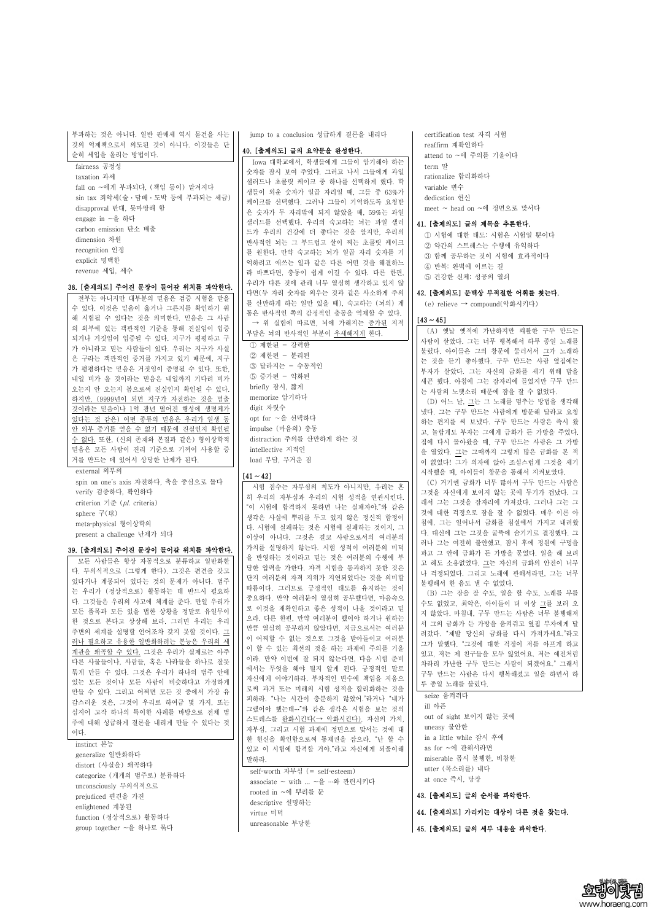부과하는 것은 아니다. 일반 판매세 역시 물건을 사는 것의 억제책으로서 의도된 것이 아니다. 이것들은 단순히 세입을 올리는 방법이다.

fairness 공정성
taxation 과세
fall on ~에게 부과되다, (책임 등이) 맡겨지다
sin tax 죄악세(술・담배・도박 등에 부과되는 세금)
disapproval 반대, 못마땅해 함
engage in ~을 하다
carbon emission 탄소 배출
dimension 차원
recognition 인정
explicit 명백한
revenue 세입, 세수

### 38. [출제의도] 주어진 문장이 들어갈 위치를 파악한다.

전부는 아니지만 대부분의 믿음은 검증 시험을 받을 수 있다. 이것은 믿음이 옳거나 그르지를 확인하기 위해 시험될 수 있다는 것을 의미한다. 믿음은 그 사람의 외부에 있는 객관적인 기준을 통해 진실임이 입증되거나 거짓임이 입증될 수 있다. 지구가 평평하고 구가 아니라고 믿는 사람들이 있다. 우리는 지구가 사실은 구라는 객관적인 증거를 가지고 있기 때문에, 지구가 평평하다는 믿음은 거짓임이 증명될 수 있다. 또한, 내일 비가 올 것이라는 믿음은 내일까지 기다려 비가 오는지 안 오는지 봄으로써 진실인지 확인될 수 있다. 하지만, (9999년이 되면 지구가 자전하는 것을 멈출 것이라는 믿음이나 1억 광년 떨어진 행성에 생명체가 있다는 것 같은) 어떤 종류의 믿음은 우리가 일생 동안 외부 증거를 얻을 수 없기 때문에 진실인지 확인될 수 없다. 또한, (신의 존재와 본질과 같은) 형이상학적 믿음은 모든 사람이 진리 기준으로 기꺼이 사용할 증거를 만드는 데 있어서 상당한 난제가 된다.

external 외부의
spin on one's axis 자전하다, 축을 중심으로 돌다
verify 검증하다, 확인하다
criterion 기준 (*pl.* criteria)
sphere 구(球)
meta-physical 형이상학의
present a challenge 난제가 되다

### 39. [출제의도] 주어진 문장이 들어갈 위치를 파악한다.

모든 사람들은 항상 자동적으로 분류하고 일반화한다. 무의식적으로 (그렇게 한다). 그것은 편견을 갖고 있다거나 계몽되어 있다는 것의 문제가 아니다. 범주는 우리가 (정상적으로) 활동하는 데 반드시 필요하다. 그것들은 우리의 사고에 체계를 준다. 만일 우리가 모든 품목과 모든 있을 법한 상황을 정말로 유일무이한 것으로 본다고 상상해 보라. 그러면 우리는 우리 주변의 세계를 설명할 언어조차 갖지 못할 것이다. 그러나 필요하고 유용한 일반화하려는 본능은 우리의 세계관을 왜곡할 수 있다. 그것은 우리가 실제로는 아주 다른 사물들이나, 사람들, 혹은 나라들을 하나로 잘못 묶게 만들 수 있다. 그것은 우리가 하나의 범주 안에 있는 모든 것이나 모든 사람이 비슷하다고 가정하게 만들 수 있다. 그리고 어쩌면 모든 것 중에서 가장 유감스러운 것은, 그것이 우리로 하여금 몇 가지, 또는 심지어 고작 하나의 특이한 사례를 바탕으로 전체 범주에 대해 성급하게 결론을 내리게 만들 수 있다는 것이다.

instinct 본능
generalize 일반화하다
distort (사실을) 왜곡하다
categorize (개개의 범주로) 분류하다
unconsciously 무의식적으로
prejudiced 편견을 가진
enlightened 계몽된
function (정상적으로) 활동하다
group together ~을 하나로 묶다
jump to a conclusion 성급하게 결론을 내리다

### 40. [출제의도] 글의 요약문을 완성한다.

Iowa 대학교에서, 학생들에게 그들이 암기해야 하는 숫자를 잠시 보여 주었다. 그리고 나서 그들에게 과일 샐러드나 초콜릿 케이크 중 하나를 선택하게 했다. 학생들이 외운 숫자가 일곱 자리일 때, 그들 중 63%가 케이크를 선택했다. 그러나 그들이 기억하도록 요청받은 숫자가 두 자리밖에 되지 않았을 때, 59%는 과일 샐러드를 선택했다. 우리의 숙고하는 뇌는 과일 샐러드가 우리의 건강에 더 좋다는 것을 알지만, 우리의 반사적인 뇌는 그 부드럽고 살이 찌는 초콜릿 케이크를 원한다. 만약 숙고하는 뇌가 일곱 자리 숫자를 기억하려고 애쓰는 일과 같은 다른 어떤 것을 해결하느라 바쁘다면, 충동이 쉽게 이길 수 있다. 다른 한편, 우리가 다른 것에 관해 너무 열심히 생각하고 있지 않다면(두 자리 숫자를 외우는 것과 같은 사소하게 주의를 산만하게 하는 일만 있을 때), 숙고하는 (뇌의) 계통은 반사적인 쪽의 감정적인 충동을 억제할 수 있다.

→ 위 실험에 따르면, 뇌에 가해지는 증가된 지적 부담은 뇌의 반사적인 부분이 우세해지게 한다.

① 제한된 – 강력한
② 제한된 – 분리된
③ 달라지는 – 수동적인
⑤ 증가된 – 약화된

briefly 잠시, 짧게
memorize 암기하다
digit 자릿수
opt for ~을 선택하다
impulse (마음의) 충동
distraction 주의를 산만하게 하는 것
intellective 지적인
load 부담, 무거운 짐

### [41 ~ 42]

시험 점수는 자부심의 척도가 아니지만, 우리는 흔히 우리의 자부심과 우리의 시험 성적을 연관시킨다. "이 시험에 합격하지 못하면 나는 실패자야."와 같은 생각은 사실에 뿌리를 두고 있지 않은 정신적 함정이다. 시험에 실패하는 것은 시험에 실패하는 것이지, 그 이상이 아니다. 그것은 결코 사람으로서의 여러분의 가치를 설명하지 않는다. 시험 성적이 여러분의 미덕을 반영하는 것이라고 믿는 것은 여러분의 수행에 부당한 압력을 가한다. 자격 시험을 통과하지 못한 것은 단지 여러분의 자격 지위가 지연되었다는 것을 의미할 따름이다. 그러므로 긍정적인 태도를 유지하는 것이 중요하다. 만약 여러분이 열심히 공부했다면, 마음속으로 이것을 재확인하고 좋은 성적이 나올 것이라고 믿으라. 다른 한편, 만약 여러분이 했어야 하거나 원하는 만큼 열심히 공부하지 않았다면, 지금으로서는 여러분이 어찌할 수 없는 것으로 그것을 받아들이고 여러분이 할 수 있는 최선의 것을 하는 과제에 주의를 기울이라. 만약 이번에 잘 되지 않는다면, 다음 시험 준비에서는 무엇을 해야 될지 알게 된다. 긍정적인 말로 자신에게 이야기하라. 부차적인 변수에 책임을 지움으로써 과거 또는 미래의 시험 성적을 합리화하는 것을 피하라. "나는 시간이 충분하지 않았어."라거나 "내가 그랬어야 했는데…"와 같은 생각은 시험을 보는 것의 스트레스를 완화시킨다(→ 악화시킨다). 자신의 가치, 자부심, 그리고 시험 과제에 정면으로 맞서는 것에 대한 헌신을 확인함으로써 통제권을 잡으라. "난 할 수 있고 이 시험에 합격할 거야."라고 자신에게 되풀이해 말하라.

self-worth 자부심 (= self-esteem)
associate ~ with ... ~을 …와 관련시키다
rooted in ~에 뿌리를 둔
descriptive 설명하는
virtue 미덕
unreasonable 부당한
certification test 자격 시험
reaffirm 재확인하다
attend to ~에 주의를 기울이다
term 말
rationalize 합리화하다
variable 변수
dedication 헌신
meet ~ head on ~에 정면으로 맞서다

### 41. [출제의도] 글의 제목을 추론한다.

① 시험에 대한 태도: 시험은 시험일 뿐이다
② 약간의 스트레스는 수행에 유익하다
③ 함께 공부하는 것이 시험에 효과적이다
④ 반복: 완벽에 이르는 길
⑤ 건강한 신체: 성공의 열쇠

### 42. [출제의도] 문맥상 부적절한 어휘를 찾는다.

(e) relieve → compound(악화시키다)

### [43 ~ 45]

(A) 옛날 옛적에 가난하지만 쾌활한 구두 만드는 사람이 살았다. 그는 너무 행복해서 하루 종일 노래를 불렀다. 아이들은 그의 창문에 둘러서서 그가 노래하는 것을 듣기 좋아했다. 구두 만드는 사람 옆집에는 부자가 살았다. 그는 자신의 금화를 세기 위해 밤을 새곤 했다. 아침에 그는 잠자리에 들었지만 구두 만드는 사람의 노랫소리 때문에 잠을 잘 수 없었다.

(D) 어느 날, 그는 그 노래를 멈추는 방법을 생각해 냈다. 그는 구두 만드는 사람에게 방문해 달라고 요청하는 편지를 써 보냈다. 구두 만드는 사람은 즉시 왔고, 놀랍게도 부자는 그에게 금화가 든 가방을 주었다. 집에 다시 돌아왔을 때, 구두 만드는 사람은 그 가방을 열었다. 그는 그때까지 그렇게 많은 금화를 본 적이 없었다! 그가 의자에 앉아 조심스럽게 그것을 세기 시작했을 때, 아이들이 창문을 통해서 지켜보았다.

(C) 거기엔 금화가 너무 많아서 구두 만드는 사람은 그것을 자신에게 보이지 않는 곳에 두기가 겁났다. 그래서 그는 그것을 잠자리에 가져갔다. 그러나 그는 그것에 대한 걱정으로 잠을 잘 수 없었다. 매우 이른 아침에, 그는 일어나서 금화를 침실에서 가지고 내려왔다. 대신에 그는 그것을 굴뚝에 숨기기로 결정했다. 그러나 그는 여전히 불안했고, 잠시 후에 정원에 구멍을 파고 그 안에 금화가 든 가방을 묻었다. 일을 해 보려고 해도 소용없었다. 그는 자신의 금화의 안전이 너무나 걱정되었다. 그리고 노래에 관해서라면, 그는 너무 불행해서 한 음도 낼 수 없었다.

(B) 그는 잠을 잘 수도, 일을 할 수도, 노래를 부를 수도 없었고, 최악은, 아이들이 더 이상 그를 보러 오지 않았다. 마침내, 구두 만드는 사람은 너무 불행해져서 그의 금화가 든 가방을 움켜쥐고 옆집 부자에게 달려갔다. "제발 당신의 금화를 다시 가져가세요."라고 그가 말했다. "그것에 대한 걱정이 저를 아프게 하고 있고, 저는 제 친구들을 모두 잃었어요. 저는 예전처럼 차라리 가난한 구두 만드는 사람이 되겠어요." 그래서 구두 만드는 사람은 다시 행복해졌고 일을 하면서 하루 종일 노래를 불렀다.

seize 움켜쥐다
ill 아픈
out of sight 보이지 않는 곳에
uneasy 불안한
in a little while 잠시 후에
as for ~에 관해서라면
miserable 몹시 불행한, 비참한
utter (목소리를) 내다
at once 즉시, 당장

### 43. [출제의도] 글의 순서를 파악한다.

### 44. [출제의도] 가리키는 대상이 다른 것을 찾는다.

### 45. [출제의도] 글의 세부 내용을 파악한다.